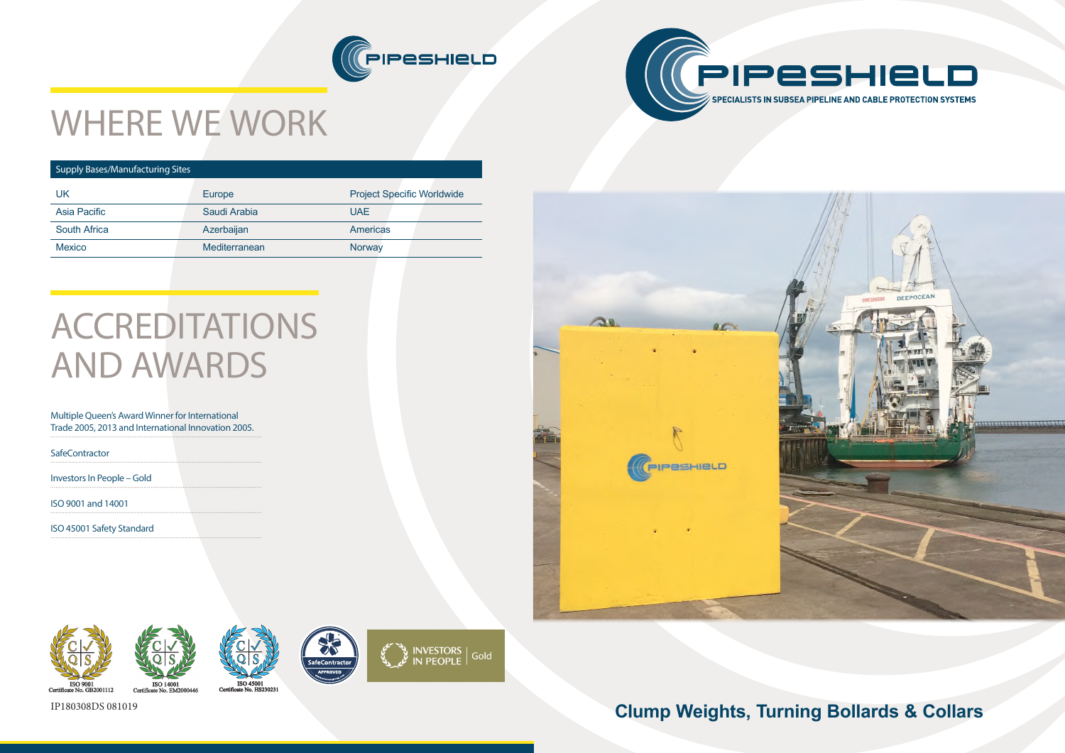# WHERE WE WORK

| Supply Bases/Manufacturing Sites | | |
|---|---|---|
| UK | Europe | Project Specific Worldwide |
| Asia Pacific | Saudi Arabia | UAE |
| South Africa | Azerbaijan | Americas |
| Mexico | Mediterranean | Norway |

# ACCREDITATIONS AND AWARDS

Multiple Queen's Award Winner for International Trade 2005, 2013 and International Innovation 2005.

SafeContractor

Investors In People – Gold

ISO 9001 and 14001

ISO 45001 Safety Standard

ISO 9001 Certificate No. GB2001112

ISO 14001 Certificate No. EM2000446

ISO 45001 Certificate No. HS230231

SafeContractor APPROVED

INVESTORS IN PEOPLE | Gold

IP180308DS 081019

PIPESHIELD

SPECIALISTS IN SUBSEA PIPELINE AND CABLE PROTECTION SYSTEMS

## Clump Weights, Turning Bollards & Collars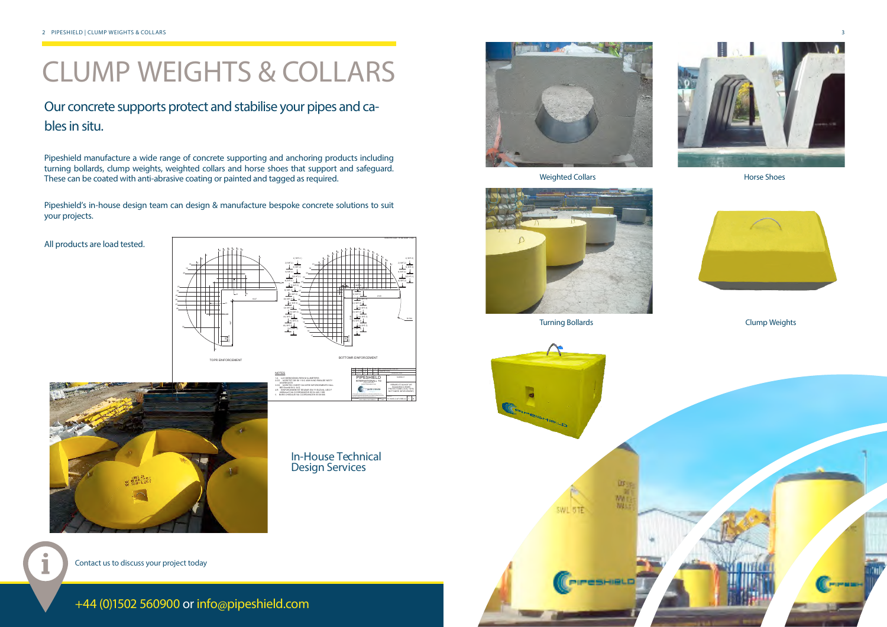# CLUMP WEIGHTS & COLLARS

## Our concrete supports protect and stabilise your pipes and cables in situ.

Pipeshield manufacture a wide range of concrete supporting and anchoring products including turning bollards, clump weights, weighted collars and horse shoes that support and safeguard. These can be coated with anti-abrasive coating or painted and tagged as required.

Pipeshield's in-house design team can design & manufacture bespoke concrete solutions to suit your projects.

All products are load tested.

TOP REINFORCEMENT

BOTTOM REINFORCEMENT

In-House Technical Design Services

Weighted Collars

Horse Shoes

Turning Bollards

Clump Weights

Contact us to discuss your project today

+44 (0)1502 560900 or info@pipeshield.com